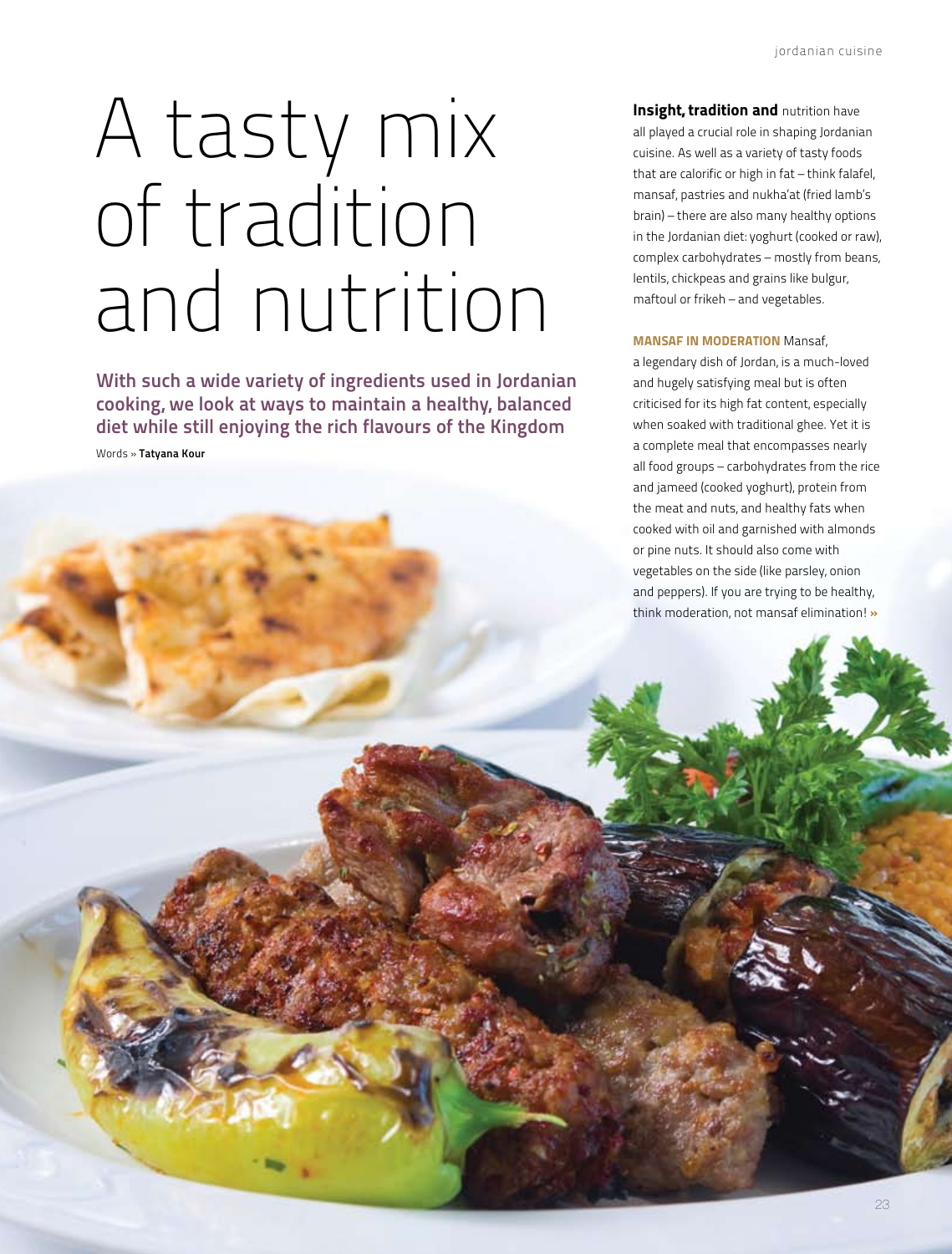# A tasty mix of tradition and nutrition

**With such a wide variety of ingredients used in Jordanian cooking, we look at ways to maintain a healthy, balanced diet while still enjoying the rich flavours of the Kingdom**

Words » **Tatyana Kour**

**Insight, tradition and** nutrition have all played a crucial role in shaping Jordanian cuisine. As well as a variety of tasty foods that are calorific or high in fat – think falafel, mansaf, pastries and nukha'at (fried lamb's brain) – there are also many healthy options in the Jordanian diet: yoghurt (cooked or raw), complex carbohydrates – mostly from beans, lentils, chickpeas and grains like bulgur, maftoul or frikeh – and vegetables.

**MANSAF IN MODERATION** Mansaf, a legendary dish of Jordan, is a much-loved and hugely satisfying meal but is often criticised for its high fat content, especially when soaked with traditional ghee. Yet it is a complete meal that encompasses nearly all food groups – carbohydrates from the rice and jameed (cooked yoghurt), protein from the meat and nuts, and healthy fats when cooked with oil and garnished with almonds or pine nuts. It should also come with vegetables on the side (like parsley, onion and peppers). If you are trying to be healthy, think moderation, not mansaf elimination! »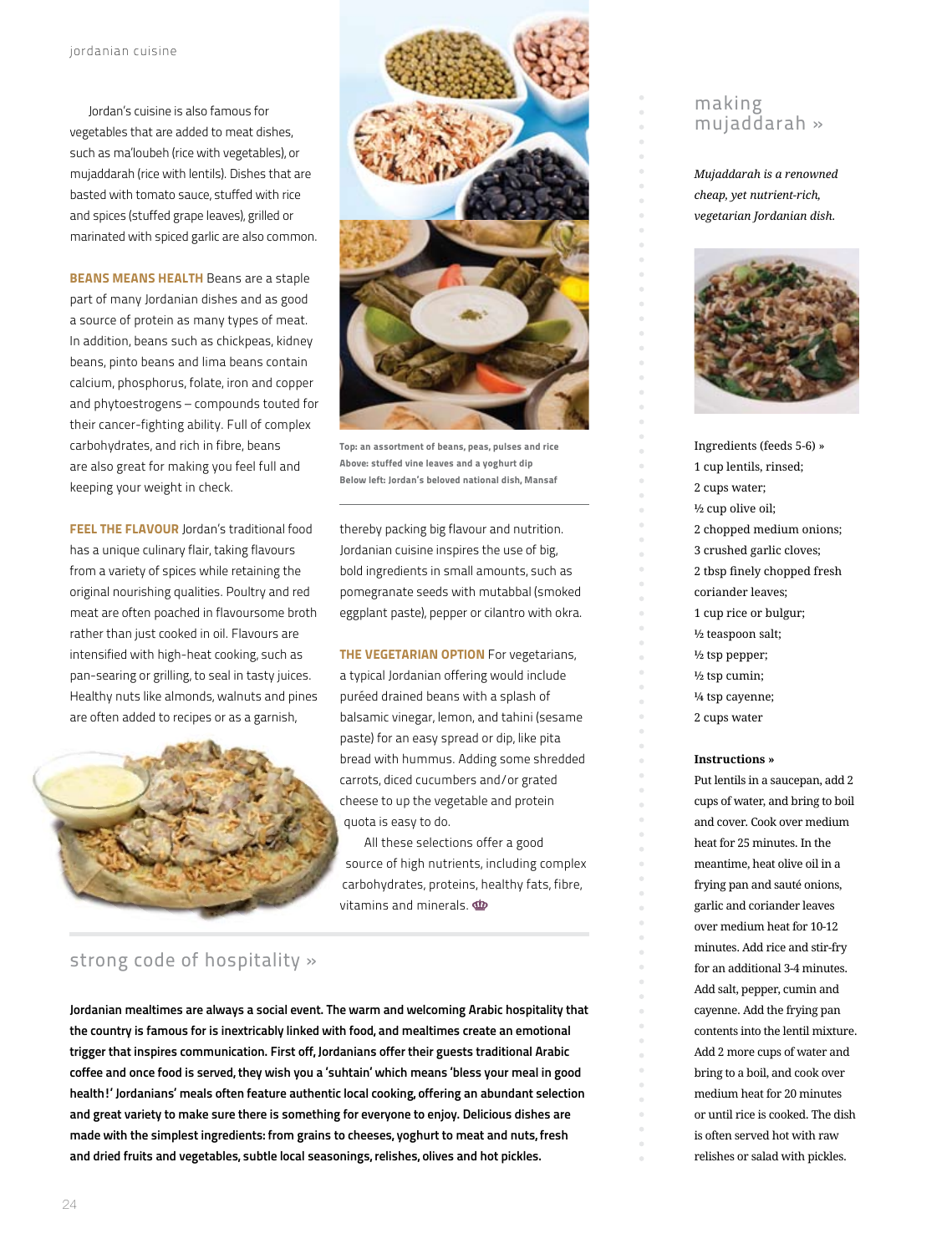Jordan's cuisine is also famous for vegetables that are added to meat dishes, such as ma'loubeh (rice with vegetables), or mujaddarah (rice with lentils). Dishes that are basted with tomato sauce, stuffed with rice and spices (stuffed grape leaves), grilled or marinated with spiced garlic are also common.

**BEANS MEANS HEALTH** Beans are a staple part of many Jordanian dishes and as good a source of protein as many types of meat. In addition, beans such as chickpeas, kidney beans, pinto beans and lima beans contain calcium, phosphorus, folate, iron and copper and phytoestrogens – compounds touted for their cancer-fighting ability. Full of complex carbohydrates, and rich in fibre, beans are also great for making you feel full and keeping your weight in check.

**FEEL THE FLAVOUR** Jordan's traditional food has a unique culinary flair, taking flavours from a variety of spices while retaining the original nourishing qualities. Poultry and red meat are often poached in flavoursome broth rather than just cooked in oil. Flavours are intensified with high-heat cooking, such as pan-searing or grilling, to seal in tasty juices. Healthy nuts like almonds, walnuts and pines are often added to recipes or as a garnish, thereby packing big flavour and nutrition. Jordanian cuisine inspires the use of big, bold ingredients in small amounts, such as pomegranate seeds with mutabbal (smoked eggplant paste), pepper or cilantro with okra.

**THE VEGETARIAN OPTION** For vegetarians, a typical Jordanian offering would include puréed drained beans with a splash of balsamic vinegar, lemon, and tahini (sesame paste) for an easy spread or dip, like pita bread with hummus. Adding some shredded carrots, diced cucumbers and/or grated cheese to up the vegetable and protein quota is easy to do.

All these selections offer a good source of high nutrients, including complex carbohydrates, proteins, healthy fats, fibre, vitamins and minerals.

**Top: an assortment of beans, peas, pulses and rice**
**Above: stuffed vine leaves and a yoghurt dip**
**Below left: Jordan's beloved national dish, Mansaf**

## strong code of hospitality »

**Jordanian mealtimes are always a social event. The warm and welcoming Arabic hospitality that the country is famous for is inextricably linked with food, and mealtimes create an emotional trigger that inspires communication. First off, Jordanians offer their guests traditional Arabic coffee and once food is served, they wish you a 'suhtain' which means 'bless your meal in good health!' Jordanians' meals often feature authentic local cooking, offering an abundant selection and great variety to make sure there is something for everyone to enjoy. Delicious dishes are made with the simplest ingredients: from grains to cheeses, yoghurt to meat and nuts, fresh and dried fruits and vegetables, subtle local seasonings, relishes, olives and hot pickles.**

## making mujaddarah »

*Mujaddarah is a renowned cheap, yet nutrient-rich, vegetarian Jordanian dish.*

Ingredients (feeds 5-6) »

1 cup lentils, rinsed;
2 cups water;
½ cup olive oil;
2 chopped medium onions;
3 crushed garlic cloves;
2 tbsp finely chopped fresh coriander leaves;
1 cup rice or bulgur;
½ teaspoon salt;
½ tsp pepper;
½ tsp cumin;
¼ tsp cayenne;
2 cups water

**Instructions »**

Put lentils in a saucepan, add 2 cups of water, and bring to boil and cover. Cook over medium heat for 25 minutes. In the meantime, heat olive oil in a frying pan and sauté onions, garlic and coriander leaves over medium heat for 10-12 minutes. Add rice and stir-fry for an additional 3-4 minutes. Add salt, pepper, cumin and cayenne. Add the frying pan contents into the lentil mixture. Add 2 more cups of water and bring to a boil, and cook over medium heat for 20 minutes or until rice is cooked. The dish is often served hot with raw relishes or salad with pickles.